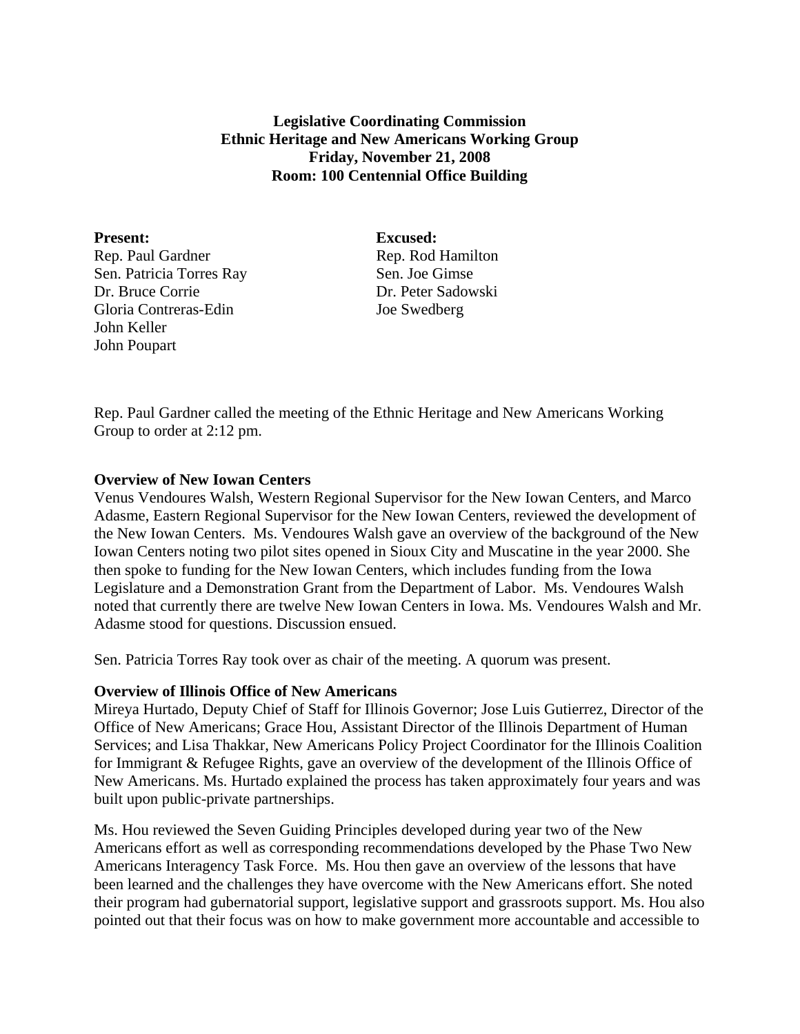**Legislative Coordinating Commission**
**Ethnic Heritage and New Americans Working Group**
**Friday, November 21, 2008**
**Room: 100 Centennial Office Building**

**Present:**
Rep. Paul Gardner
Sen. Patricia Torres Ray
Dr. Bruce Corrie
Gloria Contreras-Edin
John Keller
John Poupart

**Excused:**
Rep. Rod Hamilton
Sen. Joe Gimse
Dr. Peter Sadowski
Joe Swedberg

Rep. Paul Gardner called the meeting of the Ethnic Heritage and New Americans Working Group to order at 2:12 pm.

**Overview of New Iowan Centers**
Venus Vendoures Walsh, Western Regional Supervisor for the New Iowan Centers, and Marco Adasme, Eastern Regional Supervisor for the New Iowan Centers, reviewed the development of the New Iowan Centers. Ms. Vendoures Walsh gave an overview of the background of the New Iowan Centers noting two pilot sites opened in Sioux City and Muscatine in the year 2000. She then spoke to funding for the New Iowan Centers, which includes funding from the Iowa Legislature and a Demonstration Grant from the Department of Labor. Ms. Vendoures Walsh noted that currently there are twelve New Iowan Centers in Iowa. Ms. Vendoures Walsh and Mr. Adasme stood for questions. Discussion ensued.

Sen. Patricia Torres Ray took over as chair of the meeting. A quorum was present.

**Overview of Illinois Office of New Americans**
Mireya Hurtado, Deputy Chief of Staff for Illinois Governor; Jose Luis Gutierrez, Director of the Office of New Americans; Grace Hou, Assistant Director of the Illinois Department of Human Services; and Lisa Thakkar, New Americans Policy Project Coordinator for the Illinois Coalition for Immigrant & Refugee Rights, gave an overview of the development of the Illinois Office of New Americans. Ms. Hurtado explained the process has taken approximately four years and was built upon public-private partnerships.

Ms. Hou reviewed the Seven Guiding Principles developed during year two of the New Americans effort as well as corresponding recommendations developed by the Phase Two New Americans Interagency Task Force. Ms. Hou then gave an overview of the lessons that have been learned and the challenges they have overcome with the New Americans effort. She noted their program had gubernatorial support, legislative support and grassroots support. Ms. Hou also pointed out that their focus was on how to make government more accountable and accessible to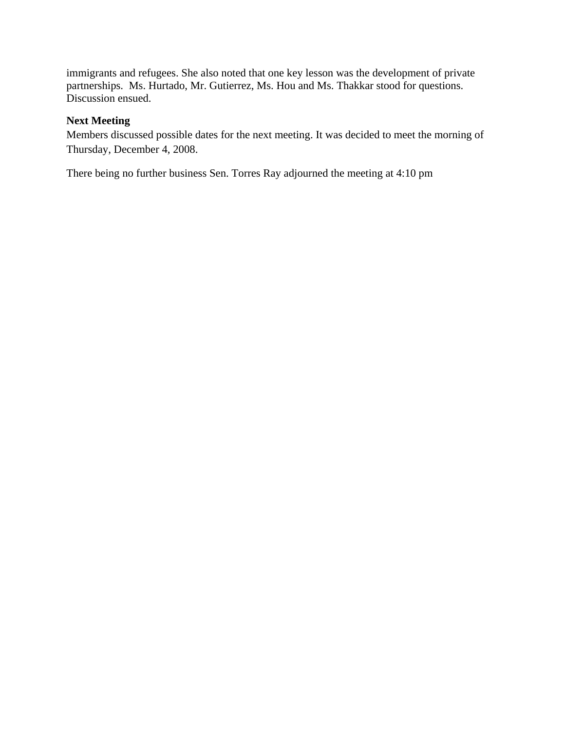immigrants and refugees. She also noted that one key lesson was the development of private partnerships. Ms. Hurtado, Mr. Gutierrez, Ms. Hou and Ms. Thakkar stood for questions. Discussion ensued.

**Next Meeting**

Members discussed possible dates for the next meeting. It was decided to meet the morning of Thursday, December 4, 2008.

There being no further business Sen. Torres Ray adjourned the meeting at 4:10 pm